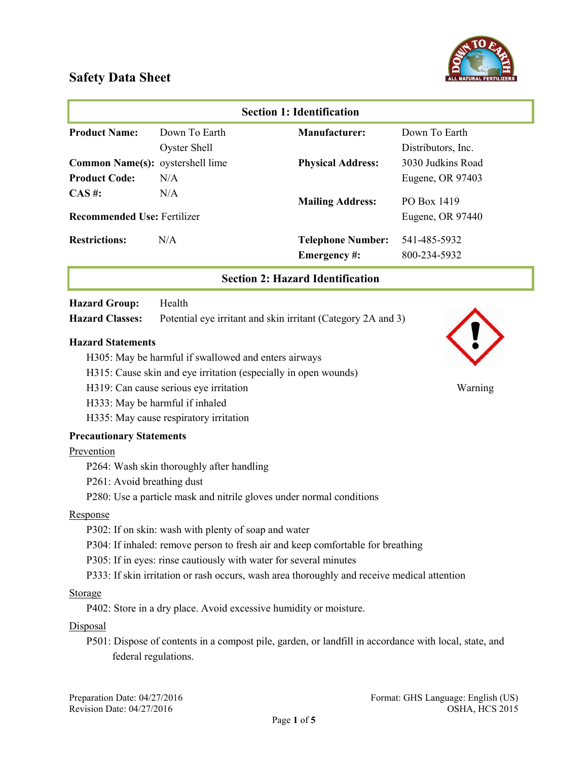# Safety Data Sheet

## Section 1: Identification

| | | | |
|---|---|---|---|
| **Product Name:** | Down To Earth Oyster Shell | **Manufacturer:** | Down To Earth Distributors, Inc. |
| **Common Name(s):** | oystershell lime | **Physical Address:** | 3030 Judkins Road Eugene, OR 97403 |
| **Product Code:** | N/A | | |
| **CAS #:** | N/A | **Mailing Address:** | PO Box 1419 Eugene, OR 97440 |
| **Recommended Use:** | Fertilizer | | |
| **Restrictions:** | N/A | **Telephone Number:** | 541-485-5932 |
| | | **Emergency #:** | 800-234-5932 |

## Section 2: Hazard Identification

**Hazard Group:** Health

**Hazard Classes:** Potential eye irritant and skin irritant (Category 2A and 3)

Warning

### Hazard Statements

- H305: May be harmful if swallowed and enters airways
- H315: Cause skin and eye irritation (especially in open wounds)
- H319: Can cause serious eye irritation
- H333: May be harmful if inhaled
- H335: May cause respiratory irritation

### Precautionary Statements

<u>Prevention</u>

- P264: Wash skin thoroughly after handling
- P261: Avoid breathing dust
- P280: Use a particle mask and nitrile gloves under normal conditions

<u>Response</u>

- P302: If on skin: wash with plenty of soap and water
- P304: If inhaled: remove person to fresh air and keep comfortable for breathing
- P305: If in eyes: rinse cautiously with water for several minutes
- P333: If skin irritation or rash occurs, wash area thoroughly and receive medical attention

<u>Storage</u>

- P402: Store in a dry place. Avoid excessive humidity or moisture.

<u>Disposal</u>

- P501: Dispose of contents in a compost pile, garden, or landfill in accordance with local, state, and federal regulations.

Preparation Date: 04/27/2016
Revision Date: 04/27/2016

Format: GHS Language: English (US)
OSHA, HCS 2015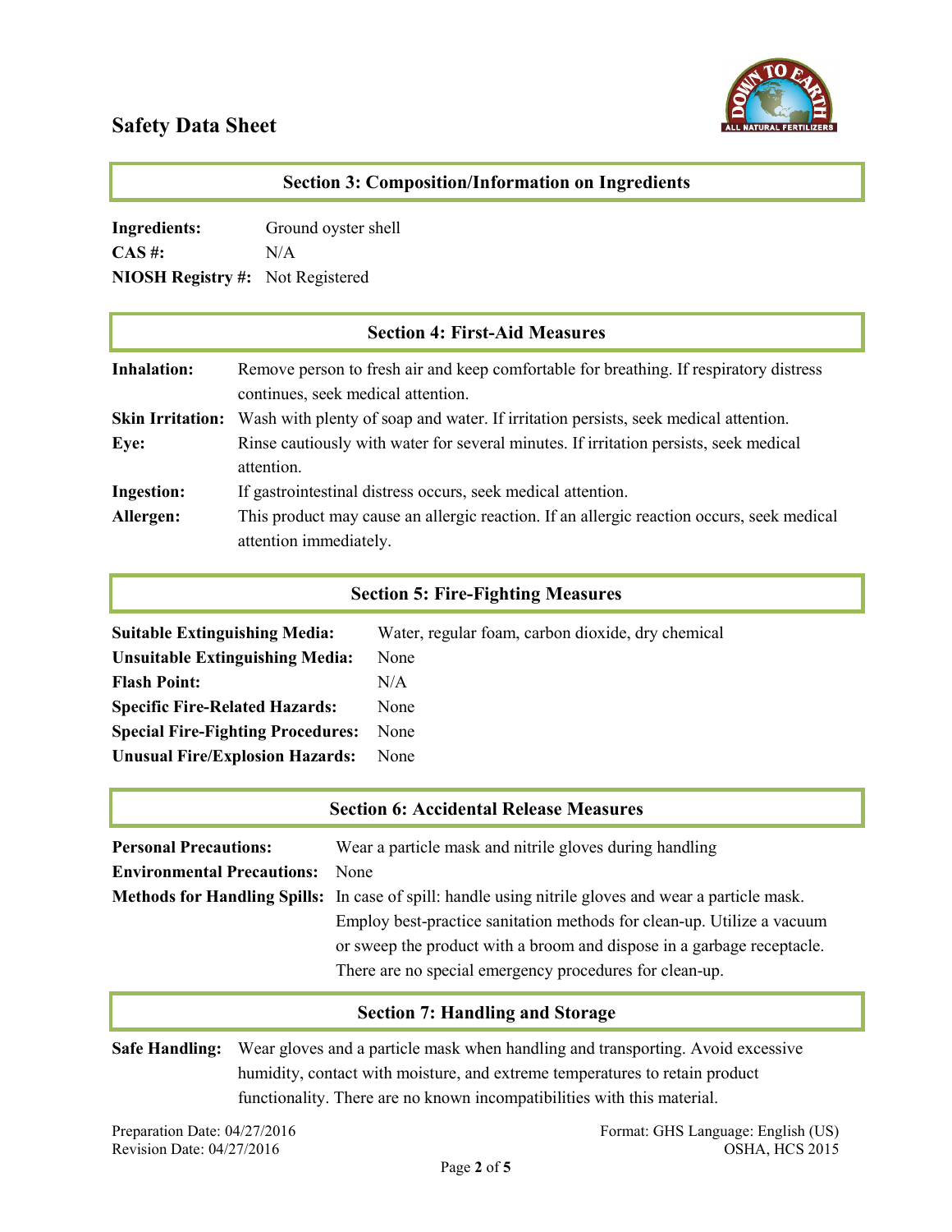# Safety Data Sheet

## Section 3: Composition/Information on Ingredients

**Ingredients:** Ground oyster shell
**CAS #:** N/A
**NIOSH Registry #:** Not Registered

## Section 4: First-Aid Measures

**Inhalation:** Remove person to fresh air and keep comfortable for breathing. If respiratory distress continues, seek medical attention.

**Skin Irritation:** Wash with plenty of soap and water. If irritation persists, seek medical attention.

**Eye:** Rinse cautiously with water for several minutes. If irritation persists, seek medical attention.

**Ingestion:** If gastrointestinal distress occurs, seek medical attention.

**Allergen:** This product may cause an allergic reaction. If an allergic reaction occurs, seek medical attention immediately.

## Section 5: Fire-Fighting Measures

**Suitable Extinguishing Media:** Water, regular foam, carbon dioxide, dry chemical
**Unsuitable Extinguishing Media:** None
**Flash Point:** N/A
**Specific Fire-Related Hazards:** None
**Special Fire-Fighting Procedures:** None
**Unusual Fire/Explosion Hazards:** None

## Section 6: Accidental Release Measures

**Personal Precautions:** Wear a particle mask and nitrile gloves during handling

**Environmental Precautions:** None

**Methods for Handling Spills:** In case of spill: handle using nitrile gloves and wear a particle mask. Employ best-practice sanitation methods for clean-up. Utilize a vacuum or sweep the product with a broom and dispose in a garbage receptacle. There are no special emergency procedures for clean-up.

## Section 7: Handling and Storage

**Safe Handling:** Wear gloves and a particle mask when handling and transporting. Avoid excessive humidity, contact with moisture, and extreme temperatures to retain product functionality. There are no known incompatibilities with this material.

Preparation Date: 04/27/2016
Revision Date: 04/27/2016

Format: GHS Language: English (US)
OSHA, HCS 2015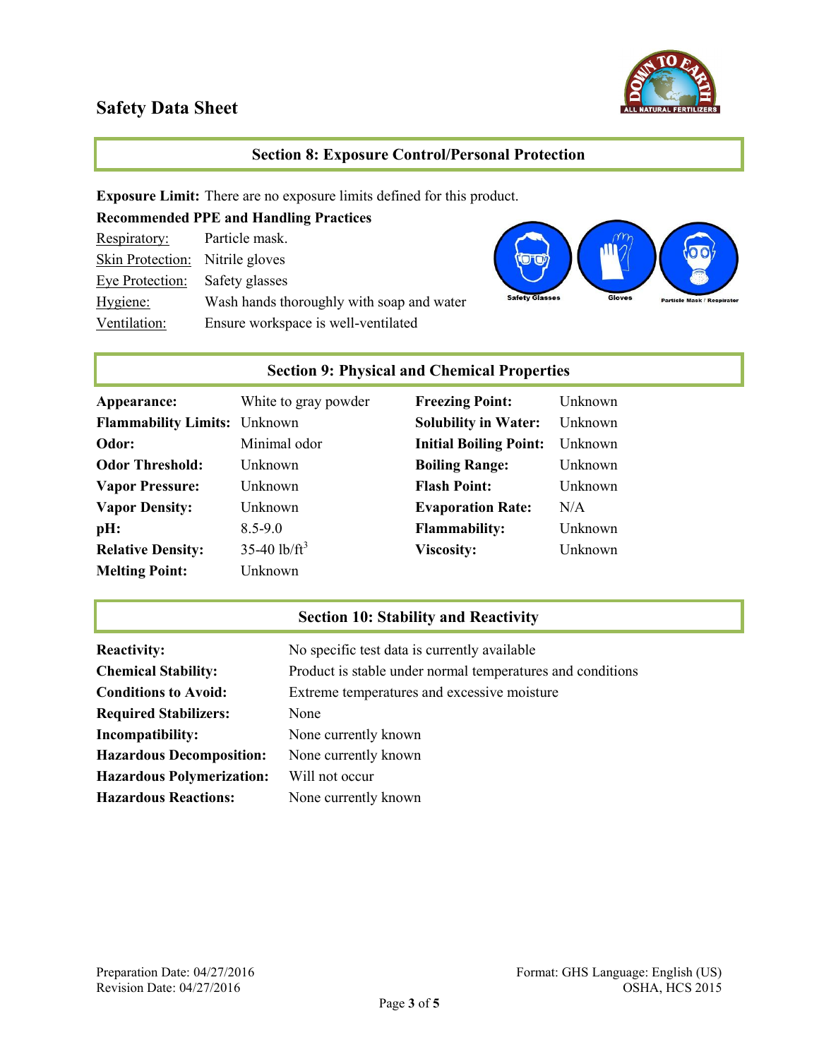# Safety Data Sheet

## Section 8: Exposure Control/Personal Protection

**Exposure Limit:** There are no exposure limits defined for this product.

**Recommended PPE and Handling Practices**

| | |
|---|---|
| Respiratory: | Particle mask. |
| Skin Protection: | Nitrile gloves |
| Eye Protection: | Safety glasses |
| Hygiene: | Wash hands thoroughly with soap and water |
| Ventilation: | Ensure workspace is well-ventilated |

Safety Glasses Gloves Particle Mask / Respirator

## Section 9: Physical and Chemical Properties

| | | | |
|---|---|---|---|
| **Appearance:** | White to gray powder | **Freezing Point:** | Unknown |
| **Flammability Limits:** | Unknown | **Solubility in Water:** | Unknown |
| **Odor:** | Minimal odor | **Initial Boiling Point:** | Unknown |
| **Odor Threshold:** | Unknown | **Boiling Range:** | Unknown |
| **Vapor Pressure:** | Unknown | **Flash Point:** | Unknown |
| **Vapor Density:** | Unknown | **Evaporation Rate:** | N/A |
| **pH:** | 8.5-9.0 | **Flammability:** | Unknown |
| **Relative Density:** | 35-40 lb/ft$^3$ | **Viscosity:** | Unknown |
| **Melting Point:** | Unknown | | |

## Section 10: Stability and Reactivity

| | |
|---|---|
| **Reactivity:** | No specific test data is currently available |
| **Chemical Stability:** | Product is stable under normal temperatures and conditions |
| **Conditions to Avoid:** | Extreme temperatures and excessive moisture |
| **Required Stabilizers:** | None |
| **Incompatibility:** | None currently known |
| **Hazardous Decomposition:** | None currently known |
| **Hazardous Polymerization:** | Will not occur |
| **Hazardous Reactions:** | None currently known |

Preparation Date: 04/27/2016
Revision Date: 04/27/2016

Format: GHS Language: English (US)
OSHA, HCS 2015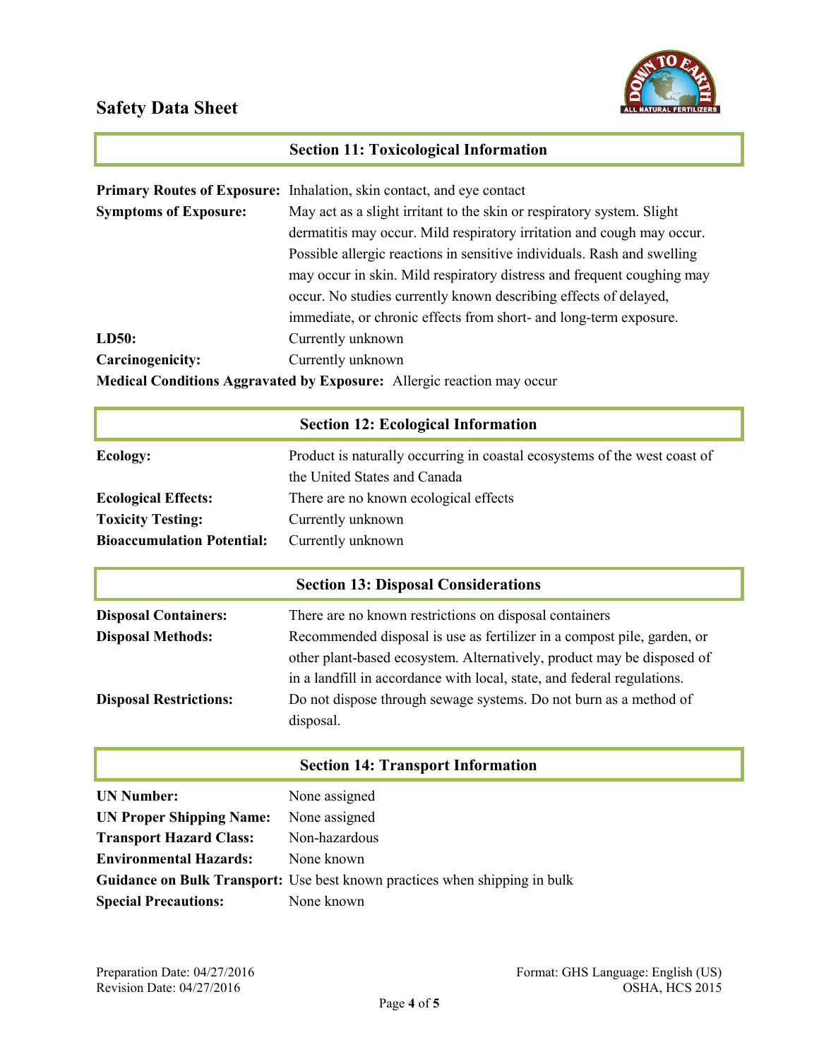## Section 11: Toxicological Information

**Primary Routes of Exposure:** Inhalation, skin contact, and eye contact

**Symptoms of Exposure:** May act as a slight irritant to the skin or respiratory system. Slight dermatitis may occur. Mild respiratory irritation and cough may occur. Possible allergic reactions in sensitive individuals. Rash and swelling may occur in skin. Mild respiratory distress and frequent coughing may occur. No studies currently known describing effects of delayed, immediate, or chronic effects from short- and long-term exposure.

**LD50:** Currently unknown

**Carcinogenicity:** Currently unknown

**Medical Conditions Aggravated by Exposure:** Allergic reaction may occur

## Section 12: Ecological Information

**Ecology:** Product is naturally occurring in coastal ecosystems of the west coast of the United States and Canada

**Ecological Effects:** There are no known ecological effects

**Toxicity Testing:** Currently unknown

**Bioaccumulation Potential:** Currently unknown

## Section 13: Disposal Considerations

**Disposal Containers:** There are no known restrictions on disposal containers

**Disposal Methods:** Recommended disposal is use as fertilizer in a compost pile, garden, or other plant-based ecosystem. Alternatively, product may be disposed of in a landfill in accordance with local, state, and federal regulations.

**Disposal Restrictions:** Do not dispose through sewage systems. Do not burn as a method of disposal.

## Section 14: Transport Information

**UN Number:** None assigned

**UN Proper Shipping Name:** None assigned

**Transport Hazard Class:** Non-hazardous

**Environmental Hazards:** None known

**Guidance on Bulk Transport:** Use best known practices when shipping in bulk

**Special Precautions:** None known

Preparation Date: 04/27/2016
Revision Date: 04/27/2016

Format: GHS Language: English (US)
OSHA, HCS 2015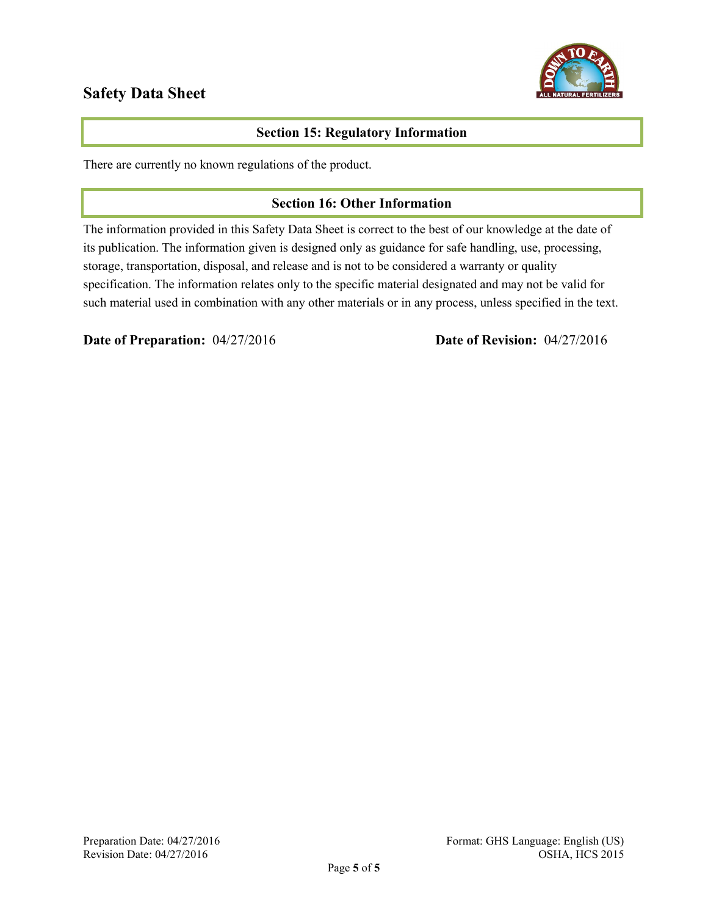## Section 15: Regulatory Information

There are currently no known regulations of the product.

## Section 16: Other Information

The information provided in this Safety Data Sheet is correct to the best of our knowledge at the date of its publication. The information given is designed only as guidance for safe handling, use, processing, storage, transportation, disposal, and release and is not to be considered a warranty or quality specification. The information relates only to the specific material designated and may not be valid for such material used in combination with any other materials or in any process, unless specified in the text.

**Date of Preparation:** 04/27/2016 **Date of Revision:** 04/27/2016